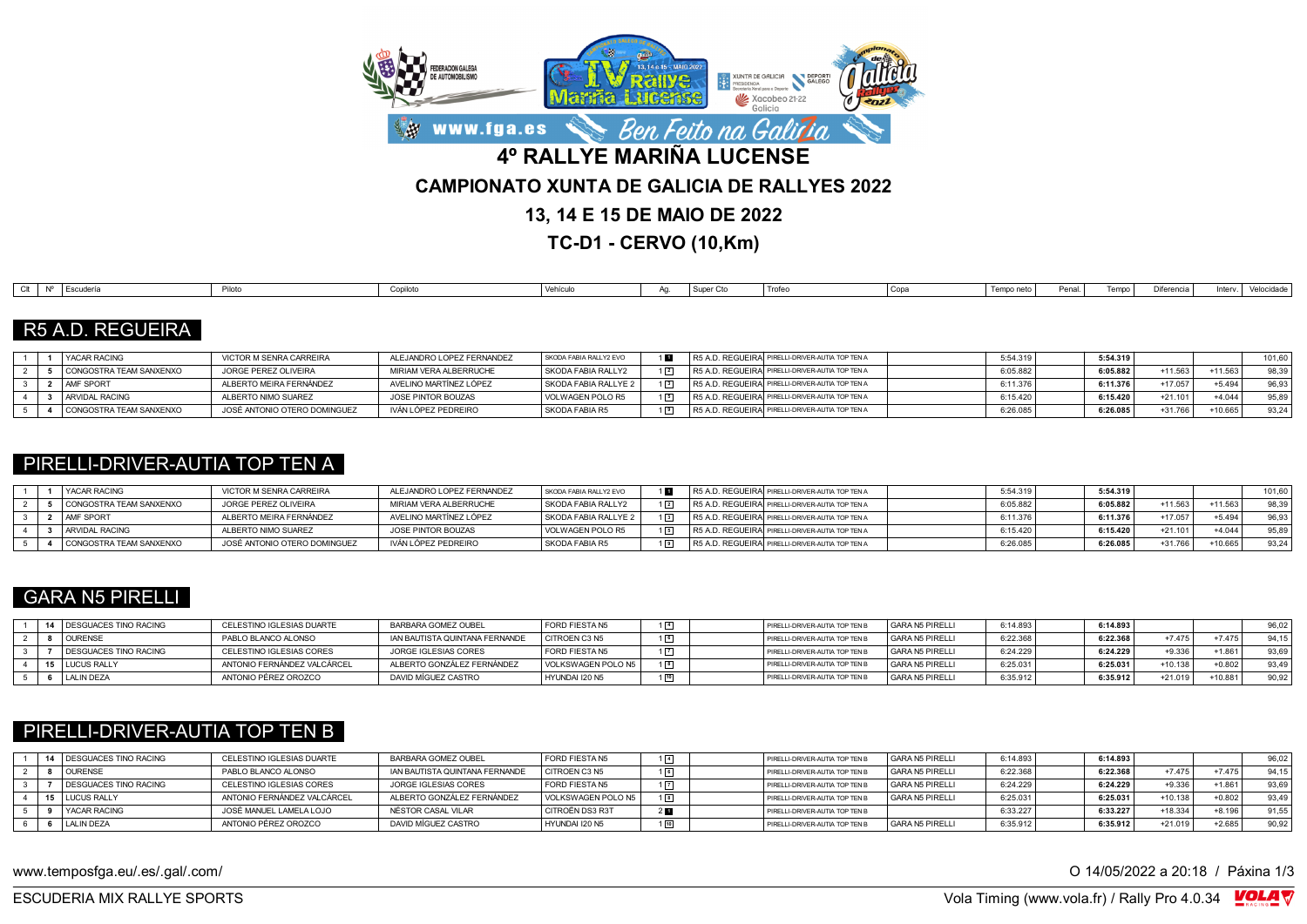# 4º RALLYE MARIÑA LUCENSE

## CAMPIONATO XUNTA DE GALICIA DE RALLYES 2022

## 13, 14 E 15 DE MAIO DE 2022

## TC-D1 - CERVO (10,Km)

### R5 A.D. REGUEIRA

| Clt | Nº | Escudería | Piloto | Copiloto | Vehículo | Ag. | Super Cto | Trofeo | Copa | Tempo neto | Penal. | Tempo | Diferencia | Interv. | Velocidade |
|---|---|---|---|---|---|---|---|---|---|---|---|---|---|---|---|
| 1 | 1 | YACAR RACING | VICTOR M SENRA CARREIRA | ALEJANDRO LOPEZ FERNANDEZ | SKODA FABIA RALLY2 EVO | 1 1 | R5 A.D. REGUEIRA | PIRELLI-DRIVER-AUTIA TOP TEN A | | 5:54.319 | | **5:54.319** | | | 101,60 |
| 2 | 5 | CONGOSTRA TEAM SANXENXO | JORGE PEREZ OLIVEIRA | MIRIAM VERA ALBERRUCHE | SKODA FABIA RALLY2 | 1 2 | R5 A.D. REGUEIRA | PIRELLI-DRIVER-AUTIA TOP TEN A | | 6:05.882 | | **6:05.882** | +11.563 | +11.563 | 98,39 |
| 3 | 2 | AMF SPORT | ALBERTO MEIRA FERNÁNDEZ | AVELINO MARTÍNEZ LÓPEZ | SKODA FABIA RALLYE 2 | 1 3 | R5 A.D. REGUEIRA | PIRELLI-DRIVER-AUTIA TOP TEN A | | 6:11.376 | | **6:11.376** | +17.057 | +5.494 | 96,93 |
| 4 | 3 | ARVIDAL RACING | ALBERTO NIMO SUAREZ | JOSE PINTOR BOUZAS | VOLWAGEN POLO R5 | 1 5 | R5 A.D. REGUEIRA | PIRELLI-DRIVER-AUTIA TOP TEN A | | 6:15.420 | | **6:15.420** | +21.101 | +4.044 | 95,89 |
| 5 | 4 | CONGOSTRA TEAM SANXENXO | JOSÉ ANTONIO OTERO DOMINGUEZ | IVÁN LÓPEZ PEDREIRO | SKODA FABIA R5 | 1 8 | R5 A.D. REGUEIRA | PIRELLI-DRIVER-AUTIA TOP TEN A | | 6:26.085 | | **6:26.085** | +31.766 | +10.665 | 93,24 |

### PIRELLI-DRIVER-AUTIA TOP TEN A

| Clt | Nº | Escudería | Piloto | Copiloto | Vehículo | Ag. | Super Cto | Trofeo | Copa | Tempo neto | Penal. | Tempo | Diferencia | Interv. | Velocidade |
|---|---|---|---|---|---|---|---|---|---|---|---|---|---|---|---|
| 1 | 1 | YACAR RACING | VICTOR M SENRA CARREIRA | ALEJANDRO LOPEZ FERNANDEZ | SKODA FABIA RALLY2 EVO | 1 1 | R5 A.D. REGUEIRA | PIRELLI-DRIVER-AUTIA TOP TEN A | | 5:54.319 | | **5:54.319** | | | 101,60 |
| 2 | 5 | CONGOSTRA TEAM SANXENXO | JORGE PEREZ OLIVEIRA | MIRIAM VERA ALBERRUCHE | SKODA FABIA RALLY2 | 1 2 | R5 A.D. REGUEIRA | PIRELLI-DRIVER-AUTIA TOP TEN A | | 6:05.882 | | **6:05.882** | +11.563 | +11.563 | 98,39 |
| 3 | 2 | AMF SPORT | ALBERTO MEIRA FERNÁNDEZ | AVELINO MARTÍNEZ LÓPEZ | SKODA FABIA RALLYE 2 | 1 3 | R5 A.D. REGUEIRA | PIRELLI-DRIVER-AUTIA TOP TEN A | | 6:11.376 | | **6:11.376** | +17.057 | +5.494 | 96,93 |
| 4 | 3 | ARVIDAL RACING | ALBERTO NIMO SUAREZ | JOSE PINTOR BOUZAS | VOLWAGEN POLO R5 | 1 5 | R5 A.D. REGUEIRA | PIRELLI-DRIVER-AUTIA TOP TEN A | | 6:15.420 | | **6:15.420** | +21.101 | +4.044 | 95,89 |
| 5 | 4 | CONGOSTRA TEAM SANXENXO | JOSÉ ANTONIO OTERO DOMINGUEZ | IVÁN LÓPEZ PEDREIRO | SKODA FABIA R5 | 1 8 | R5 A.D. REGUEIRA | PIRELLI-DRIVER-AUTIA TOP TEN A | | 6:26.085 | | **6:26.085** | +31.766 | +10.665 | 93,24 |

### GARA N5 PIRELLI

| Clt | Nº | Escudería | Piloto | Copiloto | Vehículo | Ag. | Super Cto | Trofeo | Copa | Tempo neto | Penal. | Tempo | Diferencia | Interv. | Velocidade |
|---|---|---|---|---|---|---|---|---|---|---|---|---|---|---|---|
| 1 | 14 | DESGUACES TINO RACING | CELESTINO IGLESIAS DUARTE | BARBARA GOMEZ OUBEL | FORD FIESTA N5 | 1 4 | | PIRELLI-DRIVER-AUTIA TOP TEN B | GARA N5 PIRELLI | 6:14.893 | | **6:14.893** | | | 96,02 |
| 2 | 8 | OURENSE | PABLO BLANCO ALONSO | IAN BAUTISTA QUINTANA FERNANDE | CITROEN C3 N5 | 1 6 | | PIRELLI-DRIVER-AUTIA TOP TEN B | GARA N5 PIRELLI | 6:22.368 | | **6:22.368** | +7.475 | +7.475 | 94,15 |
| 3 | 7 | DESGUACES TINO RACING | CELESTINO IGLESIAS CORES | JORGE IGLESIAS CORES | FORD FIESTA N5 | 1 7 | | PIRELLI-DRIVER-AUTIA TOP TEN B | GARA N5 PIRELLI | 6:24.229 | | **6:24.229** | +9.336 | +1.861 | 93,69 |
| 4 | 15 | LUCUS RALLY | ANTONIO FERNÁNDEZ VALCÁRCEL | ALBERTO GONZÁLEZ FERNÁNDEZ | VOLKSWAGEN POLO N5 | 1 9 | | PIRELLI-DRIVER-AUTIA TOP TEN B | GARA N5 PIRELLI | 6:25.031 | | **6:25.031** | +10.138 | +0.802 | 93,49 |
| 5 | 6 | LALIN DEZA | ANTONIO PÉREZ OROZCO | DAVID MÍGUEZ CASTRO | HYUNDAI I20 N5 | 1 10 | | PIRELLI-DRIVER-AUTIA TOP TEN B | GARA N5 PIRELLI | 6:35.912 | | **6:35.912** | +21.019 | +10.881 | 90,92 |

### PIRELLI-DRIVER-AUTIA TOP TEN B

| Clt | Nº | Escudería | Piloto | Copiloto | Vehículo | Ag. | Super Cto | Trofeo | Copa | Tempo neto | Penal. | Tempo | Diferencia | Interv. | Velocidade |
|---|---|---|---|---|---|---|---|---|---|---|---|---|---|---|---|
| 1 | 14 | DESGUACES TINO RACING | CELESTINO IGLESIAS DUARTE | BARBARA GOMEZ OUBEL | FORD FIESTA N5 | 1 4 | | PIRELLI-DRIVER-AUTIA TOP TEN B | GARA N5 PIRELLI | 6:14.893 | | **6:14.893** | | | 96,02 |
| 2 | 8 | OURENSE | PABLO BLANCO ALONSO | IAN BAUTISTA QUINTANA FERNANDE | CITROEN C3 N5 | 1 6 | | PIRELLI-DRIVER-AUTIA TOP TEN B | GARA N5 PIRELLI | 6:22.368 | | **6:22.368** | +7.475 | +7.475 | 94,15 |
| 3 | 7 | DESGUACES TINO RACING | CELESTINO IGLESIAS CORES | JORGE IGLESIAS CORES | FORD FIESTA N5 | 1 7 | | PIRELLI-DRIVER-AUTIA TOP TEN B | GARA N5 PIRELLI | 6:24.229 | | **6:24.229** | +9.336 | +1.861 | 93,69 |
| 4 | 15 | LUCUS RALLY | ANTONIO FERNÁNDEZ VALCÁRCEL | ALBERTO GONZÁLEZ FERNÁNDEZ | VOLKSWAGEN POLO N5 | 1 9 | | PIRELLI-DRIVER-AUTIA TOP TEN B | GARA N5 PIRELLI | 6:25.031 | | **6:25.031** | +10.138 | +0.802 | 93,49 |
| 5 | 9 | YACAR RACING | JOSÉ MANUEL LAMELA LOJO | NÉSTOR CASAL VILAR | CITROËN DS3 R3T | 2 1 | | PIRELLI-DRIVER-AUTIA TOP TEN B | | 6:33.227 | | **6:33.227** | +18.334 | +8.196 | 91,55 |
| 6 | 6 | LALIN DEZA | ANTONIO PÉREZ OROZCO | DAVID MÍGUEZ CASTRO | HYUNDAI I20 N5 | 1 10 | | PIRELLI-DRIVER-AUTIA TOP TEN B | GARA N5 PIRELLI | 6:35.912 | | **6:35.912** | +21.019 | +2.685 | 90,92 |

www.temposfga.eu/.es/.gal/.com/ O 14/05/2022 a 20:18

ESCUDERIA MIX RALLYE SPORTS Vola Timing (www.vola.fr) / Rally Pro 4.0.34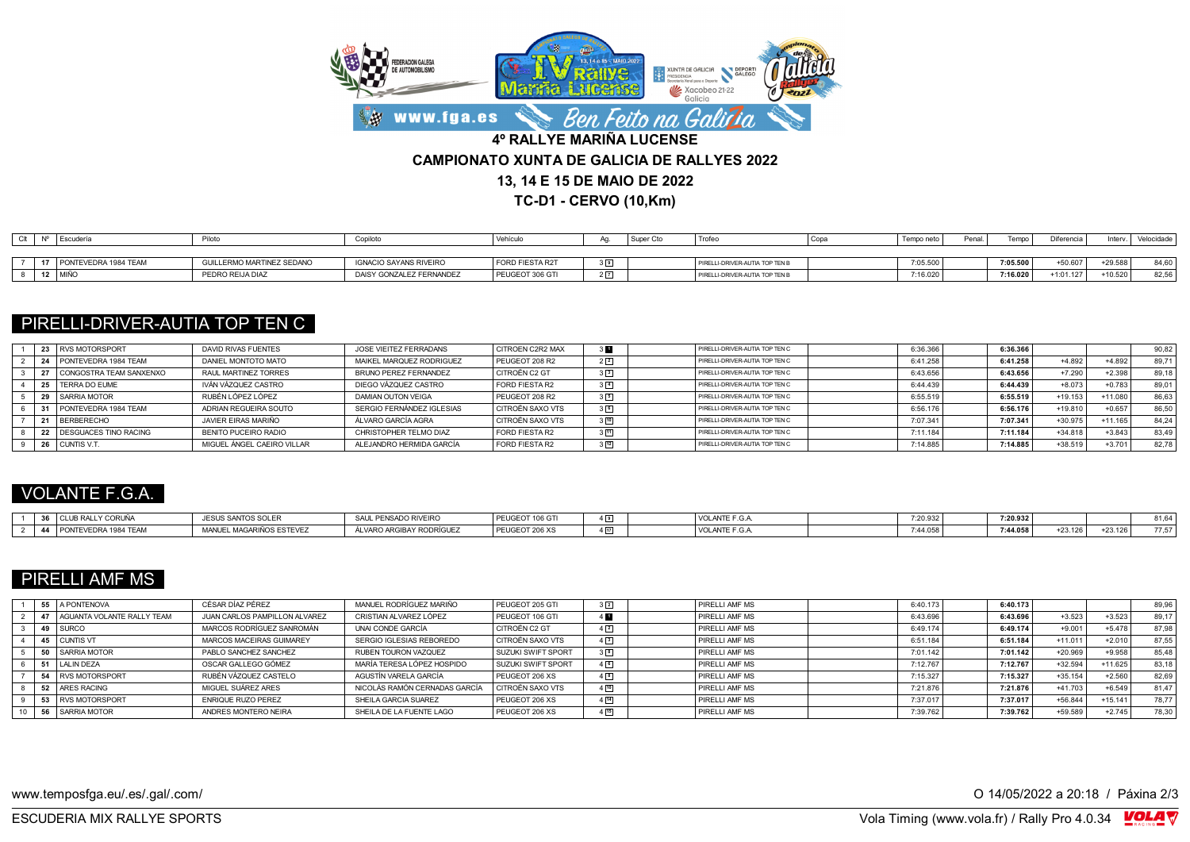## 4º RALLYE MARIÑA LUCENSE

## CAMPIONATO XUNTA DE GALICIA DE RALLYES 2022

## 13, 14 E 15 DE MAIO DE 2022

## TC-D1 - CERVO (10,Km)

| Clt | Nº | Escudería | Piloto | Copiloto | Vehículo | Ag. | Super Cto | Trofeo | Copa | Tempo neto | Penal. | Tempo | Diferencia | Interv. | Velocidade |
|---|---|---|---|---|---|---|---|---|---|---|---|---|---|---|---|
| 7 | 17 | PONTEVEDRA 1984 TEAM | GUILLERMO MARTINEZ SEDANO | IGNACIO SAYANS RIVEIRO | FORD FIESTA R2T | 3 8 | | PIRELLI-DRIVER-AUTIA TOP TEN B | | 7:05.500 | | **7:05.500** | +50.607 | +29.588 | 84,60 |
| 8 | 12 | MIÑO | PEDRO REIJA DIAZ | DAISY GONZALEZ FERNANDEZ | PEUGEOT 306 GTI | 2 7 | | PIRELLI-DRIVER-AUTIA TOP TEN B | | 7:16.020 | | **7:16.020** | +1:01.127 | +10.520 | 82,56 |

## PIRELLI-DRIVER-AUTIA TOP TEN C

| Clt | Nº | Escudería | Piloto | Copiloto | Vehículo | Ag. | Super Cto | Trofeo | Copa | Tempo neto | Penal. | Tempo | Diferencia | Interv. | Velocidade |
|---|---|---|---|---|---|---|---|---|---|---|---|---|---|---|---|
| 1 | 23 | RVS MOTORSPORT | DAVID RIVAS FUENTES | JOSE VIEITEZ FERRADANS | CITROEN C2R2 MAX | 3 1 | | PIRELLI-DRIVER-AUTIA TOP TEN C | | 6:36.366 | | **6:36.366** | | | 90,82 |
| 2 | 24 | PONTEVEDRA 1984 TEAM | DANIEL MONTOTO MATO | MAIKEL MARQUEZ RODRIGUEZ | PEUGEOT 208 R2 | 2 2 | | PIRELLI-DRIVER-AUTIA TOP TEN C | | 6:41.258 | | **6:41.258** | +4.892 | +4.892 | 89,71 |
| 3 | 27 | CONGOSTRA TEAM SANXENXO | RAUL MARTINEZ TORRES | BRUNO PEREZ FERNANDEZ | CITROËN C2 GT | 3 3 | | PIRELLI-DRIVER-AUTIA TOP TEN C | | 6:43.656 | | **6:43.656** | +7.290 | +2.398 | 89,18 |
| 4 | 25 | TERRA DO EUME | IVÁN VÁZQUEZ CASTRO | DIEGO VÁZQUEZ CASTRO | FORD FIESTA R2 | 3 4 | | PIRELLI-DRIVER-AUTIA TOP TEN C | | 6:44.439 | | **6:44.439** | +8.073 | +0.783 | 89,01 |
| 5 | 29 | SARRIA MOTOR | RUBÉN LÓPEZ LÓPEZ | DAMIAN OUTON VEIGA | PEUGEOT 208 R2 | 3 5 | | PIRELLI-DRIVER-AUTIA TOP TEN C | | 6:55.519 | | **6:55.519** | +19.153 | +11.080 | 86,63 |
| 6 | 31 | PONTEVEDRA 1984 TEAM | ADRIAN REGUEIRA SOUTO | SERGIO FERNÁNDEZ IGLESIAS | CITROËN SAXO VTS | 3 6 | | PIRELLI-DRIVER-AUTIA TOP TEN C | | 6:56.176 | | **6:56.176** | +19.810 | +0.657 | 86,50 |
| 7 | 21 | BERBERECHO | JAVIER EIRAS MARIÑO | ÁLVARO GARCÍA AGRA | CITROËN SAXO VTS | 3 10 | | PIRELLI-DRIVER-AUTIA TOP TEN C | | 7:07.341 | | **7:07.341** | +30.975 | +11.165 | 84,24 |
| 8 | 22 | DESGUACES TINO RACING | BENITO PUCEIRO RADIO | CHRISTOPHER TELMO DIAZ | FORD FIESTA R2 | 3 11 | | PIRELLI-DRIVER-AUTIA TOP TEN C | | 7:11.184 | | **7:11.184** | +34.818 | +3.843 | 83,49 |
| 9 | 26 | CUNTIS V.T. | MIGUEL ÁNGEL CAEIRO VILLAR | ALEJANDRO HERMIDA GARCÍA | FORD FIESTA R2 | 3 12 | | PIRELLI-DRIVER-AUTIA TOP TEN C | | 7:14.885 | | **7:14.885** | +38.519 | +3.701 | 82,78 |

## VOLANTE F.G.A.

| Clt | Nº | Escudería | Piloto | Copiloto | Vehículo | Ag. | Super Cto | Trofeo | Copa | Tempo neto | Penal. | Tempo | Diferencia | Interv. | Velocidade |
|---|---|---|---|---|---|---|---|---|---|---|---|---|---|---|---|
| 1 | 36 | CLUB RALLY CORUÑA | JESUS SANTOS SOLER | SAUL PENSADO RIVEIRO | PEUGEOT 106 GTI | 4 9 | | VOLANTE F.G.A. | | 7:20.932 | | **7:20.932** | | | 81,64 |
| 2 | 44 | PONTEVEDRA 1984 TEAM | MANUEL MAGARIÑOS ESTEVEZ | ÁLVARO ARGIBAY RODRÍGUEZ | PEUGEOT 206 XS | 4 12 | | VOLANTE F.G.A. | | 7:44.058 | | **7:44.058** | +23.126 | +23.126 | 77,57 |

## PIRELLI AMF MS

| Clt | Nº | Escudería | Piloto | Copiloto | Vehículo | Ag. | Super Cto | Trofeo | Copa | Tempo neto | Penal. | Tempo | Diferencia | Interv. | Velocidade |
|---|---|---|---|---|---|---|---|---|---|---|---|---|---|---|---|
| 1 | 55 | A PONTENOVA | CÉSAR DÍAZ PÉREZ | MANUEL RODRÍGUEZ MARIÑO | PEUGEOT 205 GTI | 3 2 | | PIRELLI AMF MS | | 6:40.173 | | **6:40.173** | | | 89,96 |
| 2 | 47 | AGUANTA VOLANTE RALLY TEAM | JUAN CARLOS PAMPILLON ALVAREZ | CRISTIAN ALVAREZ LÓPEZ | PEUGEOT 106 GTI | 4 1 | | PIRELLI AMF MS | | 6:43.696 | | **6:43.696** | +3.523 | +3.523 | 89,17 |
| 3 | 49 | SURCO | MARCOS RODRÍGUEZ SANROMÁN | UNAI CONDE GARCÍA | CITROËN C2 GT | 4 2 | | PIRELLI AMF MS | | 6:49.174 | | **6:49.174** | +9.001 | +5.478 | 87,98 |
| 4 | 45 | CUNTIS VT | MARCOS MACEIRAS GUIMAREY | SERGIO IGLESIAS REBOREDO | CITROËN SAXO VTS | 4 3 | | PIRELLI AMF MS | | 6:51.184 | | **6:51.184** | +11.011 | +2.010 | 87,55 |
| 5 | 50 | SARRIA MOTOR | PABLO SANCHEZ SANCHEZ | RUBEN TOURON VAZQUEZ | SUZUKI SWIFT SPORT | 3 8 | | PIRELLI AMF MS | | 7:01.142 | | **7:01.142** | +20.969 | +9.958 | 85,48 |
| 6 | 51 | LALIN DEZA | OSCAR GALLEGO GÓMEZ | MARÍA TERESA LÓPEZ HOSPIDO | SUZUKI SWIFT SPORT | 4 6 | | PIRELLI AMF MS | | 7:12.767 | | **7:12.767** | +32.594 | +11.625 | 83,18 |
| 7 | 54 | RVS MOTORSPORT | RUBÉN VÁZQUEZ CASTELO | AGUSTÍN VARELA GARCÍA | PEUGEOT 206 XS | 4 8 | | PIRELLI AMF MS | | 7:15.327 | | **7:15.327** | +35.154 | +2.560 | 82,69 |
| 8 | 52 | ARES RACING | MIGUEL SUÁREZ ARES | NICOLÁS RAMÓN CERNADAS GARCÍA | CITROËN SAXO VTS | 4 10 | | PIRELLI AMF MS | | 7:21.876 | | **7:21.876** | +41.703 | +6.549 | 81,47 |
| 9 | 53 | RVS MOTORSPORT | ENRIQUE RUZO PEREZ | SHEILA GARCIA SUAREZ | PEUGEOT 206 XS | 4 14 | | PIRELLI AMF MS | | 7:37.017 | | **7:37.017** | +56.844 | +15.141 | 78,77 |
| 10 | 56 | SARRIA MOTOR | ANDRES MONTERO NEIRA | SHEILA DE LA FUENTE LAGO | PEUGEOT 206 XS | 4 15 | | PIRELLI AMF MS | | 7:39.762 | | **7:39.762** | +59.589 | +2.745 | 78,30 |

www.temposfga.eu/.es/.gal/.com/ O 14/05/2022 a 20:18

ESCUDERIA MIX RALLYE SPORTS Vola Timing (www.vola.fr) / Rally Pro 4.0.34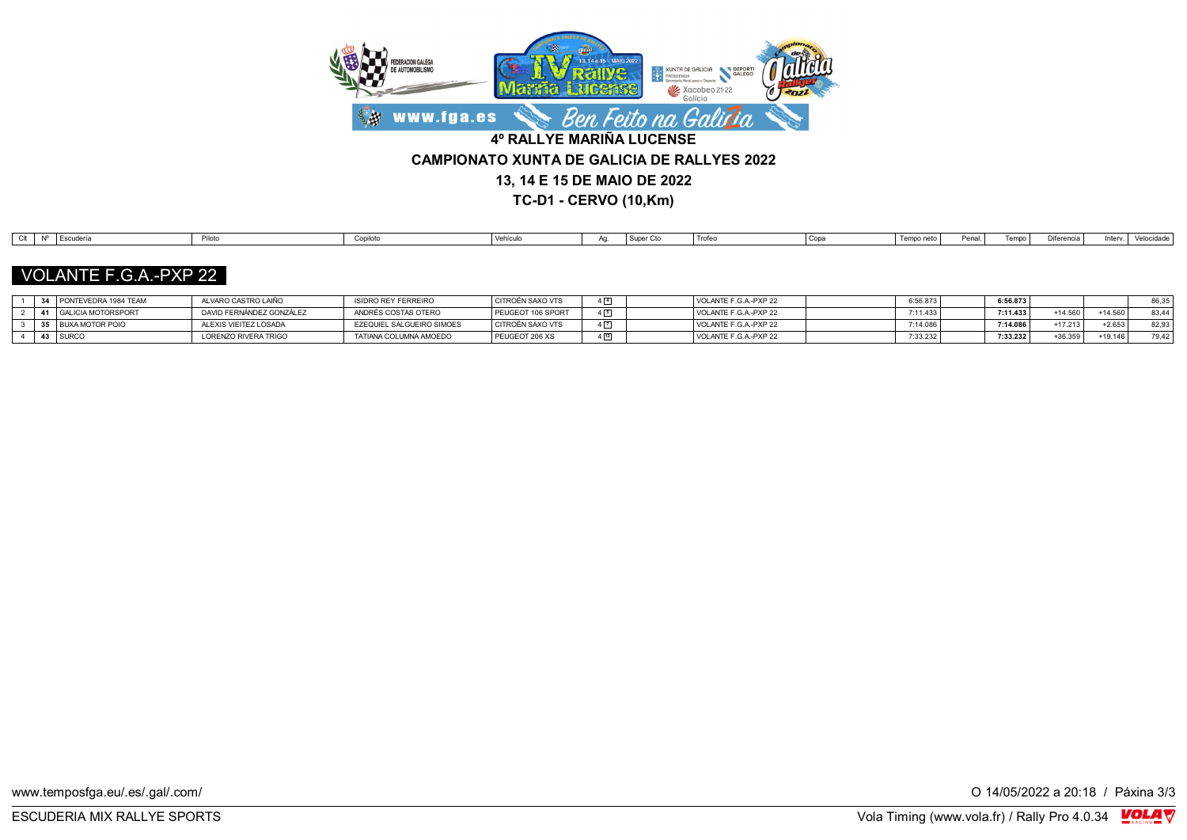# 4º RALLYE MARIÑA LUCENSE

## CAMPIONATO XUNTA DE GALICIA DE RALLYES 2022

## 13, 14 E 15 DE MAIO DE 2022

## TC-D1 - CERVO (10,Km)

## VOLANTE F.G.A.-PXP 22

| Clt | Nº | Escudería | Piloto | Copiloto | Vehículo | Ag. | Super Cto | Trofeo | Copa | Tempo neto | Penal. | Tempo | Diferencia | Interv. | Velocidade |
|---|---|---|---|---|---|---|---|---|---|---|---|---|---|---|---|
| 1 | 34 | PONTEVEDRA 1984 TEAM | ALVARO CASTRO LAIÑO | ISIDRO REY FERREIRO | CITROËN SAXO VTS | 4 4 | | VOLANTE F.G.A.-PXP 22 | | 6:56.873 | | **6:56.873** | | | 86,35 |
| 2 | 41 | GALICIA MOTORSPORT | DAVID FERNÁNDEZ GONZÁLEZ | ANDRÉS COSTAS OTERO | PEUGEOT 106 SPORT | 4 5 | | VOLANTE F.G.A.-PXP 22 | | 7:11.433 | | **7:11.433** | +14.560 | +14.560 | 83,44 |
| 3 | 35 | BUXA MOTOR POIO | ALEXIS VIEITEZ LOSADA | EZEQUIEL SALGUEIRO SIMOES | CITROËN SAXO VTS | 4 7 | | VOLANTE F.G.A.-PXP 22 | | 7:14.086 | | **7:14.086** | +17.213 | +2.653 | 82,93 |
| 4 | 43 | SURCO | LORENZO RIVERA TRIGO | TATIANA COLUMNA AMOEDO | PEUGEOT 206 XS | 4 10 | | VOLANTE F.G.A.-PXP 22 | | 7:33.232 | | **7:33.232** | +36.359 | +19.146 | 79,42 |

www.temposfga.eu/.es/.gal/.com/

O 14/05/2022 a 20:18

ESCUDERIA MIX RALLYE SPORTS

Vola Timing (www.vola.fr) / Rally Pro 4.0.34